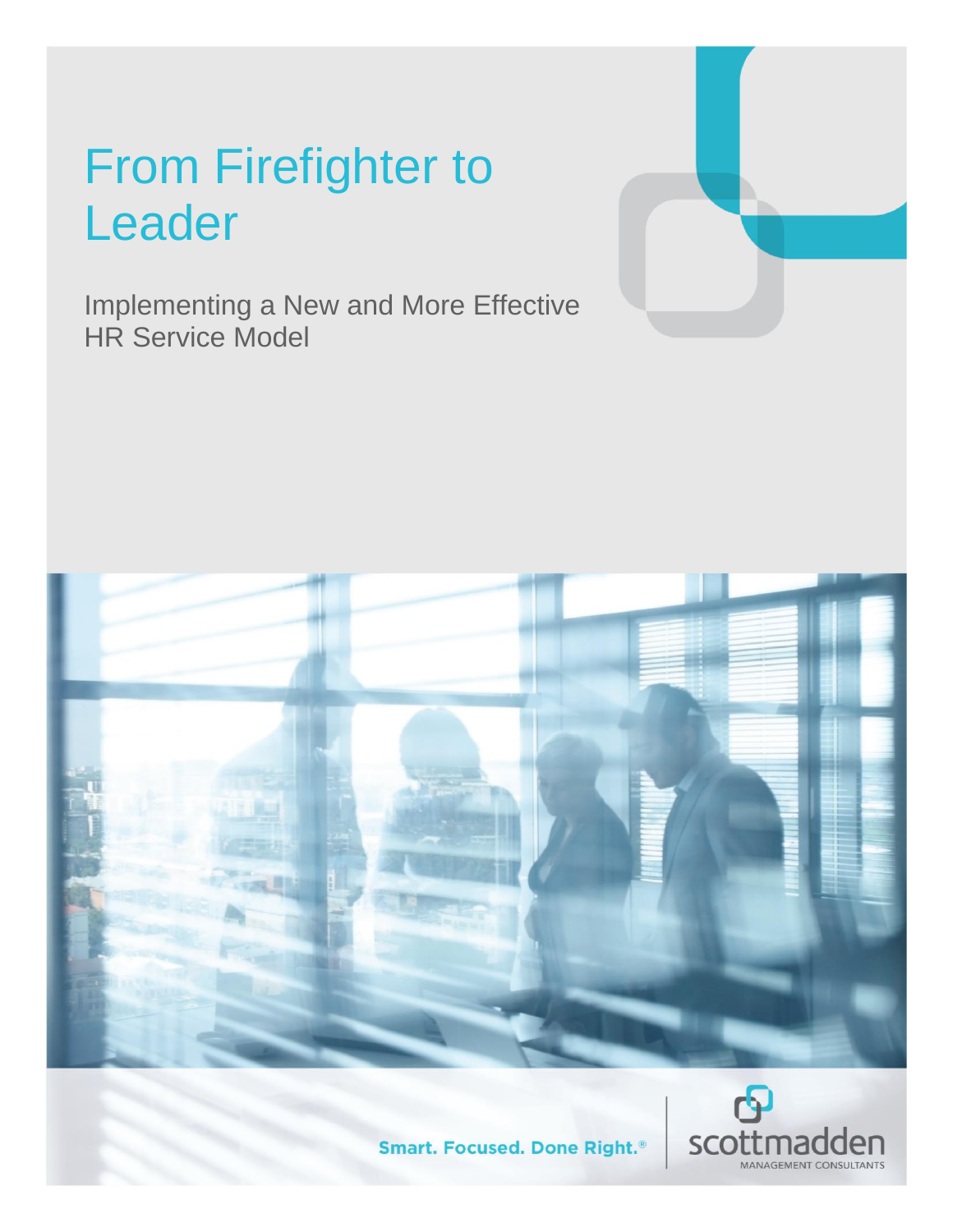# From Firefighter to Leader

Implementing a New and More Effective HR Service Model

Smart. Focused. Done Right.®

scottmadden
MANAGEMENT CONSULTANTS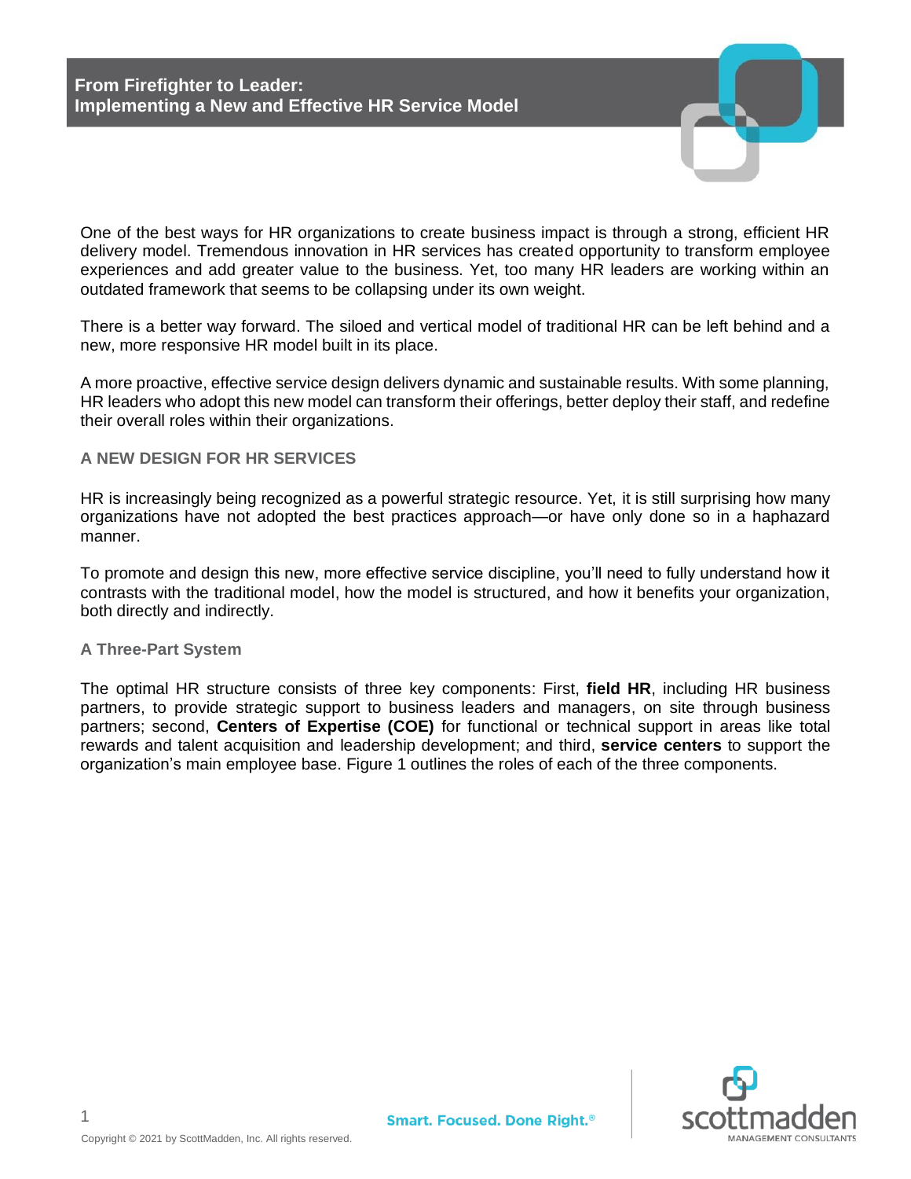# From Firefighter to Leader: Implementing a New and Effective HR Service Model

One of the best ways for HR organizations to create business impact is through a strong, efficient HR delivery model. Tremendous innovation in HR services has created opportunity to transform employee experiences and add greater value to the business. Yet, too many HR leaders are working within an outdated framework that seems to be collapsing under its own weight.

There is a better way forward. The siloed and vertical model of traditional HR can be left behind and a new, more responsive HR model built in its place.

A more proactive, effective service design delivers dynamic and sustainable results. With some planning, HR leaders who adopt this new model can transform their offerings, better deploy their staff, and redefine their overall roles within their organizations.

## A NEW DESIGN FOR HR SERVICES

HR is increasingly being recognized as a powerful strategic resource. Yet, it is still surprising how many organizations have not adopted the best practices approach—or have only done so in a haphazard manner.

To promote and design this new, more effective service discipline, you'll need to fully understand how it contrasts with the traditional model, how the model is structured, and how it benefits your organization, both directly and indirectly.

### A Three-Part System

The optimal HR structure consists of three key components: First, **field HR**, including HR business partners, to provide strategic support to business leaders and managers, on site through business partners; second, **Centers of Expertise (COE)** for functional or technical support in areas like total rewards and talent acquisition and leadership development; and third, **service centers** to support the organization's main employee base. Figure 1 outlines the roles of each of the three components.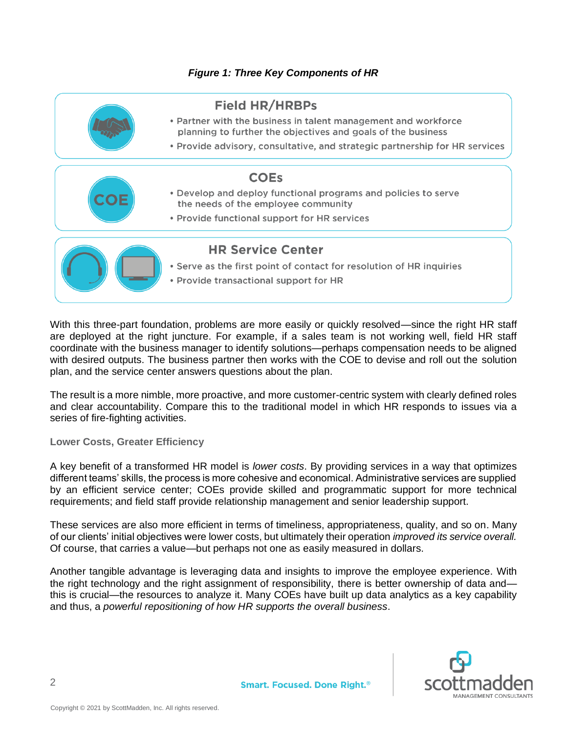*Figure 1: Three Key Components of HR*

### Field HR/HRBPs

- Partner with the business in talent management and workforce planning to further the objectives and goals of the business
- Provide advisory, consultative, and strategic partnership for HR services

### COEs

- Develop and deploy functional programs and policies to serve the needs of the employee community
- Provide functional support for HR services

### HR Service Center

- Serve as the first point of contact for resolution of HR inquiries
- Provide transactional support for HR

With this three-part foundation, problems are more easily or quickly resolved—since the right HR staff are deployed at the right juncture. For example, if a sales team is not working well, field HR staff coordinate with the business manager to identify solutions—perhaps compensation needs to be aligned with desired outputs. The business partner then works with the COE to devise and roll out the solution plan, and the service center answers questions about the plan.

The result is a more nimble, more proactive, and more customer-centric system with clearly defined roles and clear accountability. Compare this to the traditional model in which HR responds to issues via a series of fire-fighting activities.

## Lower Costs, Greater Efficiency

A key benefit of a transformed HR model is *lower costs*. By providing services in a way that optimizes different teams' skills, the process is more cohesive and economical. Administrative services are supplied by an efficient service center; COEs provide skilled and programmatic support for more technical requirements; and field staff provide relationship management and senior leadership support.

These services are also more efficient in terms of timeliness, appropriateness, quality, and so on. Many of our clients' initial objectives were lower costs, but ultimately their operation *improved its service overall.* Of course, that carries a value—but perhaps not one as easily measured in dollars.

Another tangible advantage is leveraging data and insights to improve the employee experience. With the right technology and the right assignment of responsibility, there is better ownership of data and—this is crucial—the resources to analyze it. Many COEs have built up data analytics as a key capability and thus, a *powerful repositioning of how HR supports the overall business*.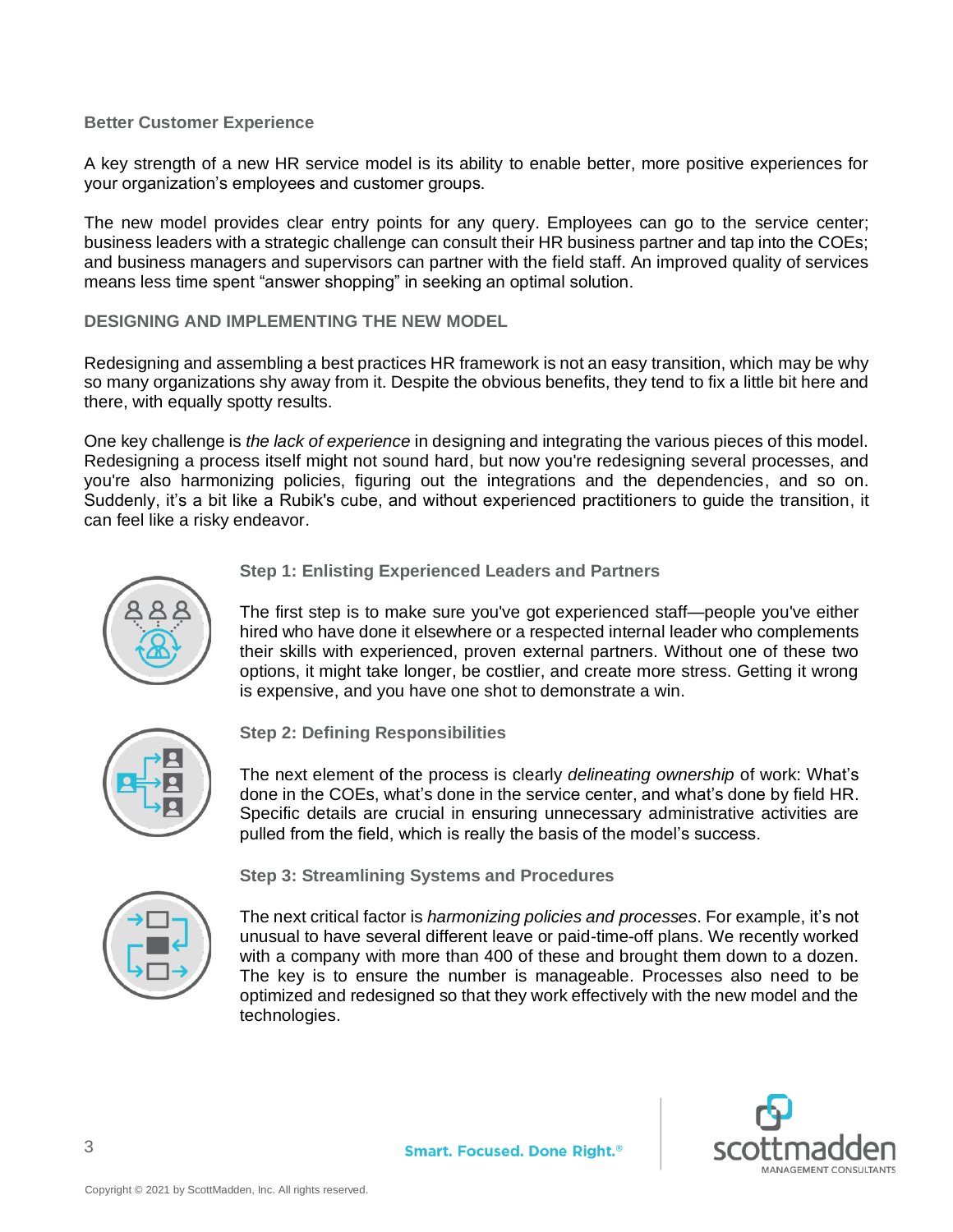### Better Customer Experience

A key strength of a new HR service model is its ability to enable better, more positive experiences for your organization's employees and customer groups.

The new model provides clear entry points for any query. Employees can go to the service center; business leaders with a strategic challenge can consult their HR business partner and tap into the COEs; and business managers and supervisors can partner with the field staff. An improved quality of services means less time spent "answer shopping" in seeking an optimal solution.

## DESIGNING AND IMPLEMENTING THE NEW MODEL

Redesigning and assembling a best practices HR framework is not an easy transition, which may be why so many organizations shy away from it. Despite the obvious benefits, they tend to fix a little bit here and there, with equally spotty results.

One key challenge is *the lack of experience* in designing and integrating the various pieces of this model. Redesigning a process itself might not sound hard, but now you're redesigning several processes, and you're also harmonizing policies, figuring out the integrations and the dependencies, and so on. Suddenly, it's a bit like a Rubik's cube, and without experienced practitioners to guide the transition, it can feel like a risky endeavor.

### Step 1: Enlisting Experienced Leaders and Partners

The first step is to make sure you've got experienced staff—people you've either hired who have done it elsewhere or a respected internal leader who complements their skills with experienced, proven external partners. Without one of these two options, it might take longer, be costlier, and create more stress. Getting it wrong is expensive, and you have one shot to demonstrate a win.

### Step 2: Defining Responsibilities

The next element of the process is clearly *delineating ownership* of work: What's done in the COEs, what's done in the service center, and what's done by field HR. Specific details are crucial in ensuring unnecessary administrative activities are pulled from the field, which is really the basis of the model's success.

### Step 3: Streamlining Systems and Procedures

The next critical factor is *harmonizing policies and processes*. For example, it's not unusual to have several different leave or paid-time-off plans. We recently worked with a company with more than 400 of these and brought them down to a dozen. The key is to ensure the number is manageable. Processes also need to be optimized and redesigned so that they work effectively with the new model and the technologies.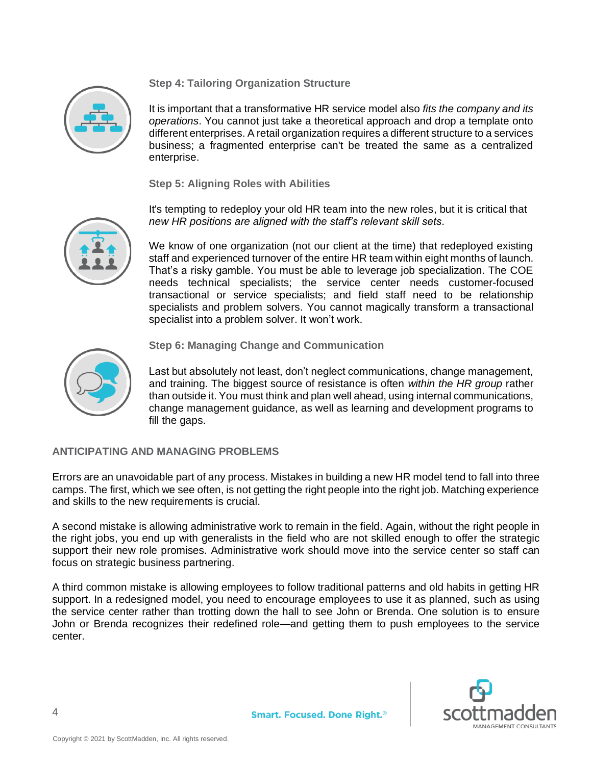### Step 4: Tailoring Organization Structure

It is important that a transformative HR service model also *fits the company and its operations*. You cannot just take a theoretical approach and drop a template onto different enterprises. A retail organization requires a different structure to a services business; a fragmented enterprise can't be treated the same as a centralized enterprise.

### Step 5: Aligning Roles with Abilities

It's tempting to redeploy your old HR team into the new roles, but it is critical that *new HR positions are aligned with the staff's relevant skill sets*.

We know of one organization (not our client at the time) that redeployed existing staff and experienced turnover of the entire HR team within eight months of launch. That's a risky gamble. You must be able to leverage job specialization. The COE needs technical specialists; the service center needs customer-focused transactional or service specialists; and field staff need to be relationship specialists and problem solvers. You cannot magically transform a transactional specialist into a problem solver. It won't work.

### Step 6: Managing Change and Communication

Last but absolutely not least, don't neglect communications, change management, and training. The biggest source of resistance is often *within the HR group* rather than outside it. You must think and plan well ahead, using internal communications, change management guidance, as well as learning and development programs to fill the gaps.

## ANTICIPATING AND MANAGING PROBLEMS

Errors are an unavoidable part of any process. Mistakes in building a new HR model tend to fall into three camps. The first, which we see often, is not getting the right people into the right job. Matching experience and skills to the new requirements is crucial.

A second mistake is allowing administrative work to remain in the field. Again, without the right people in the right jobs, you end up with generalists in the field who are not skilled enough to offer the strategic support their new role promises. Administrative work should move into the service center so staff can focus on strategic business partnering.

A third common mistake is allowing employees to follow traditional patterns and old habits in getting HR support. In a redesigned model, you need to encourage employees to use it as planned, such as using the service center rather than trotting down the hall to see John or Brenda. One solution is to ensure John or Brenda recognizes their redefined role—and getting them to push employees to the service center.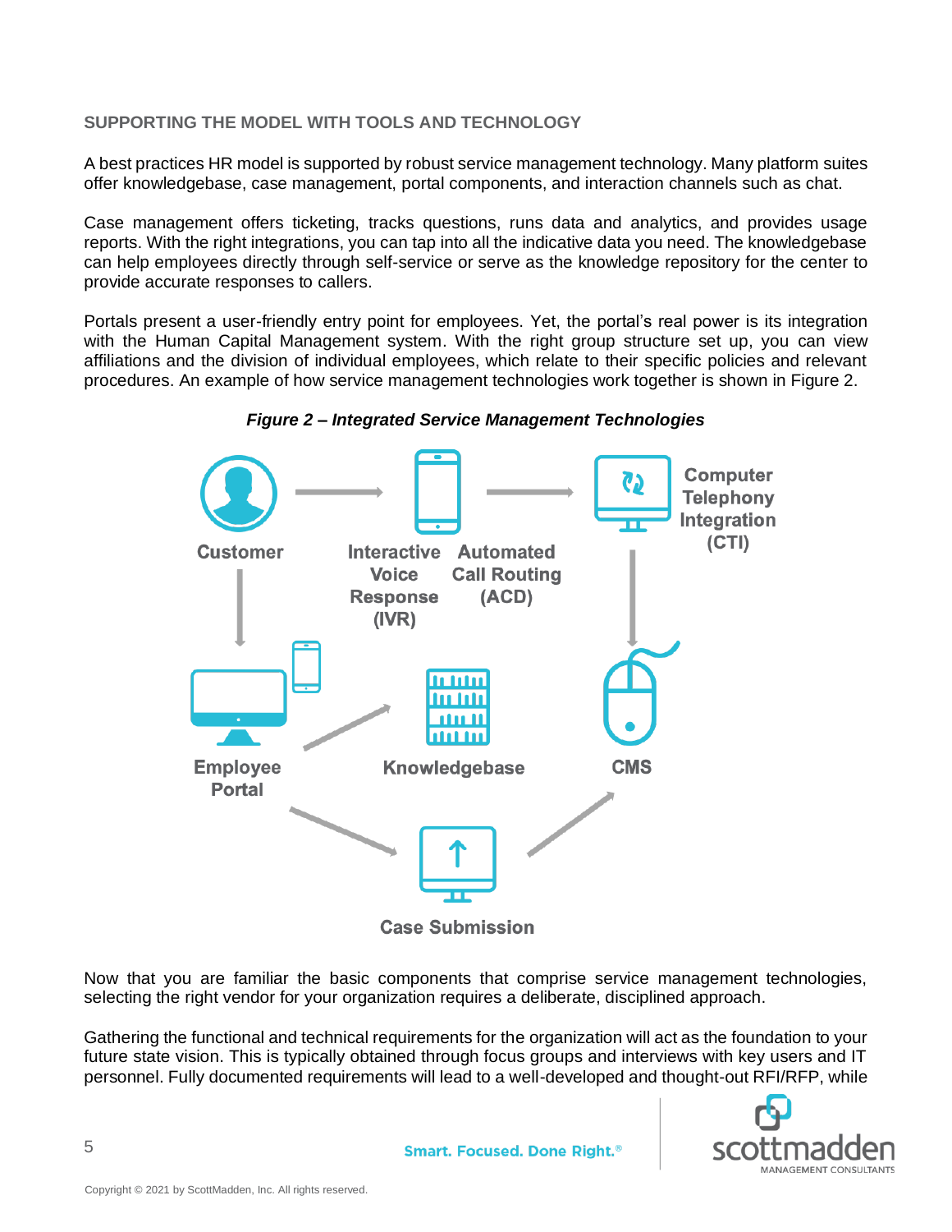## SUPPORTING THE MODEL WITH TOOLS AND TECHNOLOGY

A best practices HR model is supported by robust service management technology. Many platform suites offer knowledgebase, case management, portal components, and interaction channels such as chat.

Case management offers ticketing, tracks questions, runs data and analytics, and provides usage reports. With the right integrations, you can tap into all the indicative data you need. The knowledgebase can help employees directly through self-service or serve as the knowledge repository for the center to provide accurate responses to callers.

Portals present a user-friendly entry point for employees. Yet, the portal's real power is its integration with the Human Capital Management system. With the right group structure set up, you can view affiliations and the division of individual employees, which relate to their specific policies and relevant procedures. An example of how service management technologies work together is shown in Figure 2.

***Figure 2 – Integrated Service Management Technologies***

Customer → Interactive Voice Response (IVR) → Automated Call Routing (ACD) → Computer Telephony Integration (CTI) → CMS

Customer → Employee Portal → Knowledgebase

Employee Portal → Case Submission → CMS

Now that you are familiar the basic components that comprise service management technologies, selecting the right vendor for your organization requires a deliberate, disciplined approach.

Gathering the functional and technical requirements for the organization will act as the foundation to your future state vision. This is typically obtained through focus groups and interviews with key users and IT personnel. Fully documented requirements will lead to a well-developed and thought-out RFI/RFP, while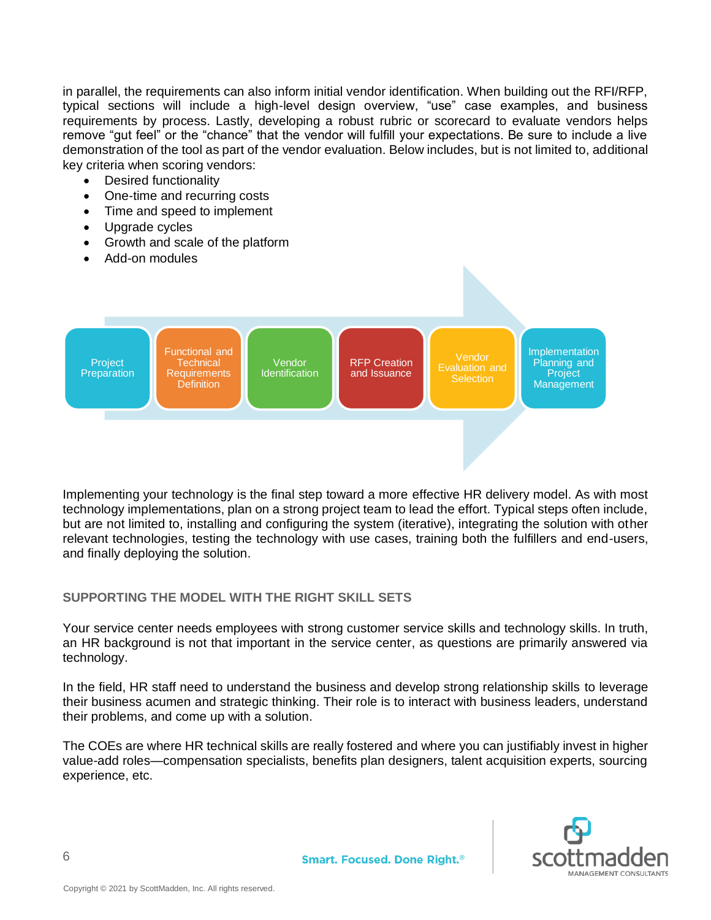in parallel, the requirements can also inform initial vendor identification. When building out the RFI/RFP, typical sections will include a high-level design overview, "use" case examples, and business requirements by process. Lastly, developing a robust rubric or scorecard to evaluate vendors helps remove "gut feel" or the "chance" that the vendor will fulfill your expectations. Be sure to include a live demonstration of the tool as part of the vendor evaluation. Below includes, but is not limited to, additional key criteria when scoring vendors:

- Desired functionality
- One-time and recurring costs
- Time and speed to implement
- Upgrade cycles
- Growth and scale of the platform
- Add-on modules

Project Preparation → Functional and Technical Requirements Definition → Vendor Identification → RFP Creation and Issuance → Vendor Evaluation and Selection → Implementation Planning and Project Management

Implementing your technology is the final step toward a more effective HR delivery model. As with most technology implementations, plan on a strong project team to lead the effort. Typical steps often include, but are not limited to, installing and configuring the system (iterative), integrating the solution with other relevant technologies, testing the technology with use cases, training both the fulfillers and end-users, and finally deploying the solution.

## SUPPORTING THE MODEL WITH THE RIGHT SKILL SETS

Your service center needs employees with strong customer service skills and technology skills. In truth, an HR background is not that important in the service center, as questions are primarily answered via technology.

In the field, HR staff need to understand the business and develop strong relationship skills to leverage their business acumen and strategic thinking. Their role is to interact with business leaders, understand their problems, and come up with a solution.

The COEs are where HR technical skills are really fostered and where you can justifiably invest in higher value-add roles—compensation specialists, benefits plan designers, talent acquisition experts, sourcing experience, etc.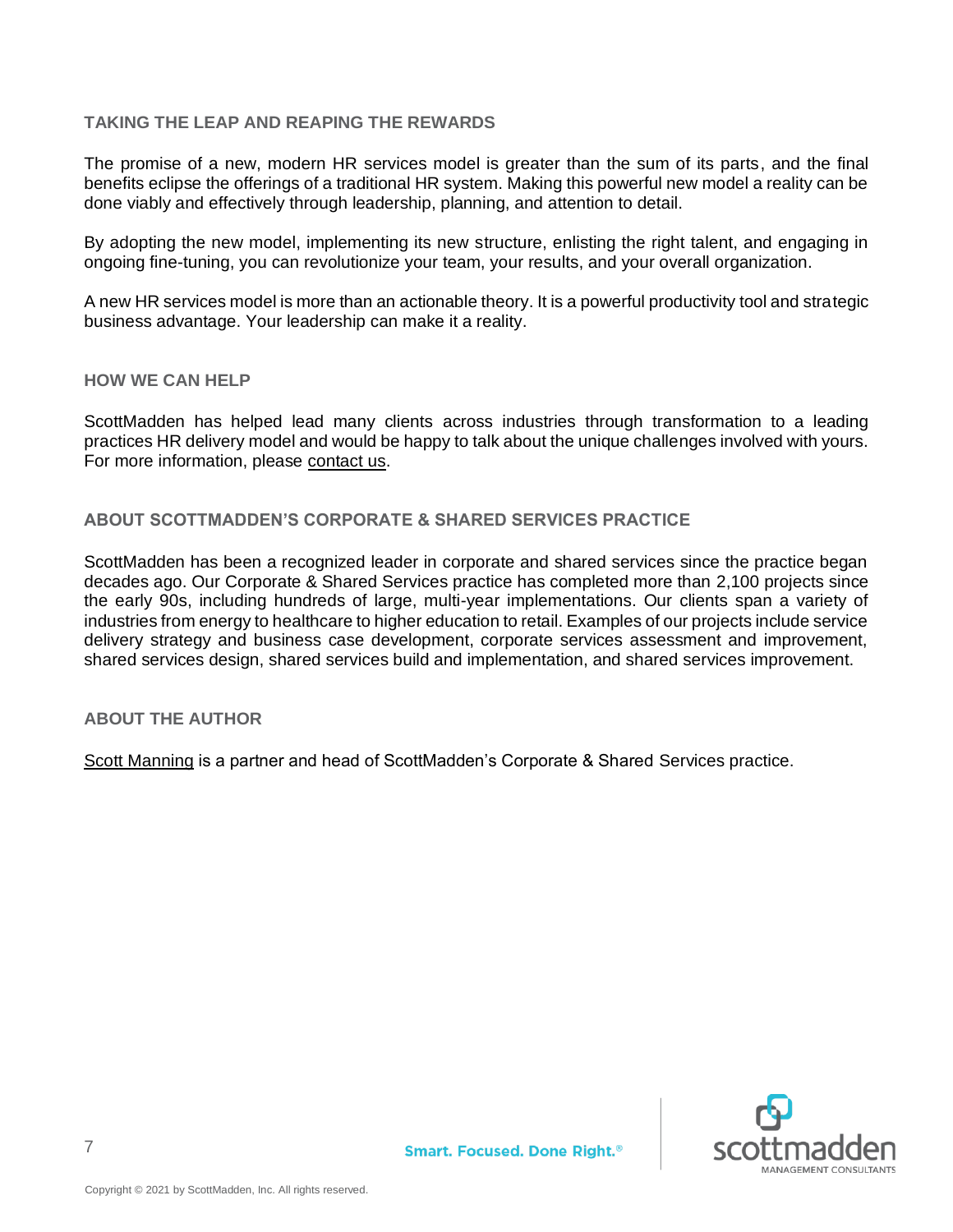## TAKING THE LEAP AND REAPING THE REWARDS

The promise of a new, modern HR services model is greater than the sum of its parts, and the final benefits eclipse the offerings of a traditional HR system. Making this powerful new model a reality can be done viably and effectively through leadership, planning, and attention to detail.

By adopting the new model, implementing its new structure, enlisting the right talent, and engaging in ongoing fine-tuning, you can revolutionize your team, your results, and your overall organization.

A new HR services model is more than an actionable theory. It is a powerful productivity tool and strategic business advantage. Your leadership can make it a reality.

## HOW WE CAN HELP

ScottMadden has helped lead many clients across industries through transformation to a leading practices HR delivery model and would be happy to talk about the unique challenges involved with yours. For more information, please contact us.

## ABOUT SCOTTMADDEN'S CORPORATE & SHARED SERVICES PRACTICE

ScottMadden has been a recognized leader in corporate and shared services since the practice began decades ago. Our Corporate & Shared Services practice has completed more than 2,100 projects since the early 90s, including hundreds of large, multi-year implementations. Our clients span a variety of industries from energy to healthcare to higher education to retail. Examples of our projects include service delivery strategy and business case development, corporate services assessment and improvement, shared services design, shared services build and implementation, and shared services improvement.

## ABOUT THE AUTHOR

Scott Manning is a partner and head of ScottMadden's Corporate & Shared Services practice.